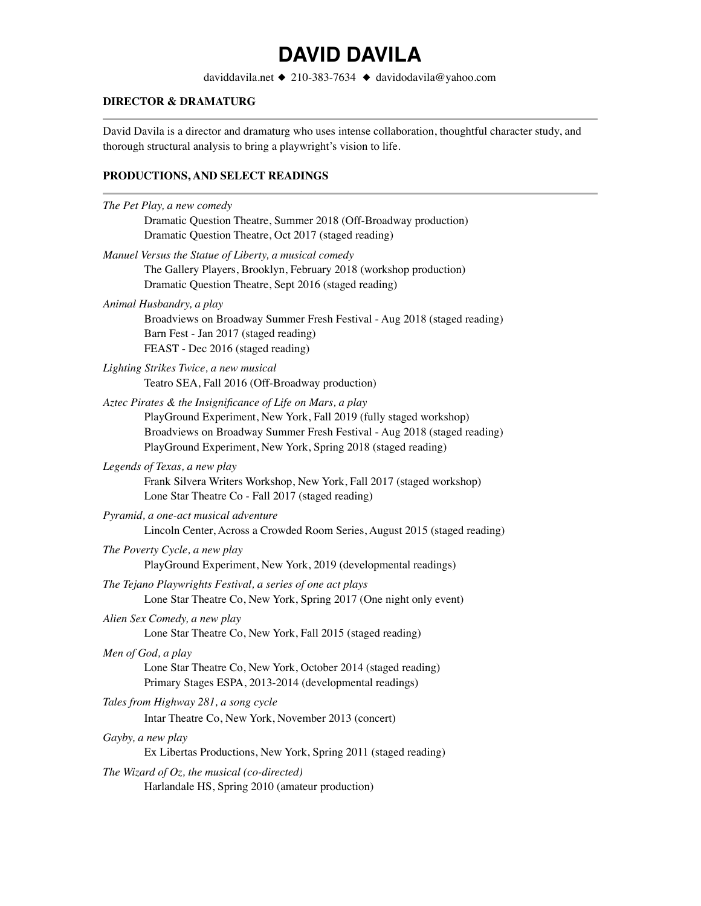# DAVID DAVILA

daviddavila.net ◆ 210-383-7634 ◆ davidodavila@yahoo.com

## DIRECTOR & DRAMATURG

David Davila is a director and dramaturg who uses intense collaboration, thoughtful character study, and thorough structural analysis to bring a playwright's vision to life.

## PRODUCTIONS, AND SELECT READINGS

*The Pet Play, a new comedy*
- Dramatic Question Theatre, Summer 2018 (Off-Broadway production)
- Dramatic Question Theatre, Oct 2017 (staged reading)

*Manuel Versus the Statue of Liberty, a musical comedy*
- The Gallery Players, Brooklyn, February 2018 (workshop production)
- Dramatic Question Theatre, Sept 2016 (staged reading)

*Animal Husbandry, a play*
- Broadviews on Broadway Summer Fresh Festival - Aug 2018 (staged reading)
- Barn Fest - Jan 2017 (staged reading)
- FEAST - Dec 2016 (staged reading)

*Lighting Strikes Twice, a new musical*
- Teatro SEA, Fall 2016 (Off-Broadway production)

*Aztec Pirates & the Insignificance of Life on Mars, a play*
- PlayGround Experiment, New York, Fall 2019 (fully staged workshop)
- Broadviews on Broadway Summer Fresh Festival - Aug 2018 (staged reading)
- PlayGround Experiment, New York, Spring 2018 (staged reading)

*Legends of Texas, a new play*
- Frank Silvera Writers Workshop, New York, Fall 2017 (staged workshop)
- Lone Star Theatre Co - Fall 2017 (staged reading)

*Pyramid, a one-act musical adventure*
- Lincoln Center, Across a Crowded Room Series, August 2015 (staged reading)

*The Poverty Cycle, a new play*
- PlayGround Experiment, New York, 2019 (developmental readings)

*The Tejano Playwrights Festival, a series of one act plays*
- Lone Star Theatre Co, New York, Spring 2017 (One night only event)

*Alien Sex Comedy, a new play*
- Lone Star Theatre Co, New York, Fall 2015 (staged reading)

*Men of God, a play*
- Lone Star Theatre Co, New York, October 2014 (staged reading)
- Primary Stages ESPA, 2013-2014 (developmental readings)

*Tales from Highway 281, a song cycle*
- Intar Theatre Co, New York, November 2013 (concert)

*Gayby, a new play*
- Ex Libertas Productions, New York, Spring 2011 (staged reading)

*The Wizard of Oz, the musical (co-directed)*
- Harlandale HS, Spring 2010 (amateur production)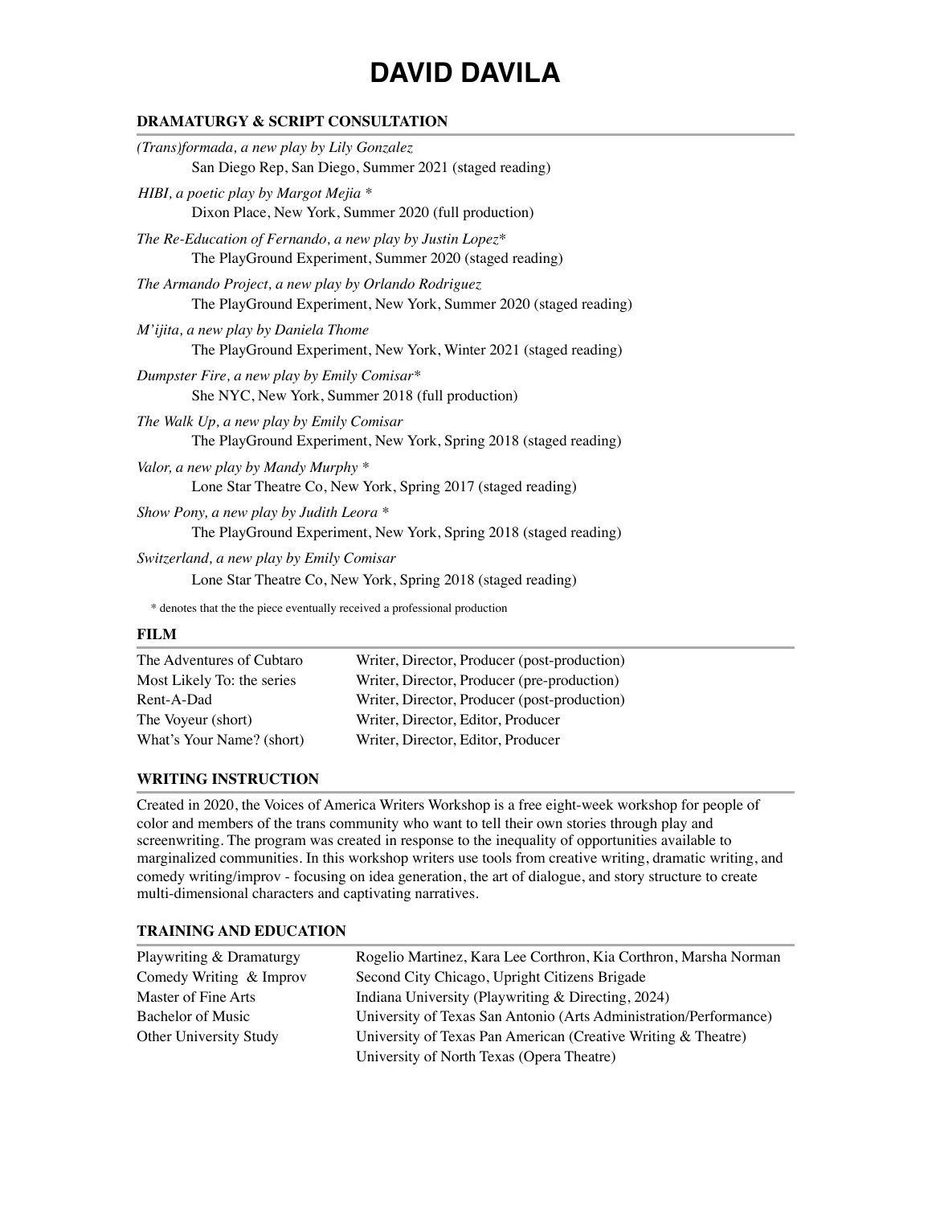# DAVID DAVILA

## DRAMATURGY & SCRIPT CONSULTATION

*(Trans)formada, a new play by Lily Gonzalez*
San Diego Rep, San Diego, Summer 2021 (staged reading)

*HIBI, a poetic play by Margot Mejia* *
Dixon Place, New York, Summer 2020 (full production)

*The Re-Education of Fernando, a new play by Justin Lopez**
The PlayGround Experiment, Summer 2020 (staged reading)

*The Armando Project, a new play by Orlando Rodriguez*
The PlayGround Experiment, New York, Summer 2020 (staged reading)

*M'ijita, a new play by Daniela Thome*
The PlayGround Experiment, New York, Winter 2021 (staged reading)

*Dumpster Fire, a new play by Emily Comisar**
She NYC, New York, Summer 2018 (full production)

*The Walk Up, a new play by Emily Comisar*
The PlayGround Experiment, New York, Spring 2018 (staged reading)

*Valor, a new play by Mandy Murphy* *
Lone Star Theatre Co, New York, Spring 2017 (staged reading)

*Show Pony, a new play by Judith Leora* *
The PlayGround Experiment, New York, Spring 2018 (staged reading)

*Switzerland, a new play by Emily Comisar*
Lone Star Theatre Co, New York, Spring 2018 (staged reading)

\* denotes that the the piece eventually received a professional production

## FILM

| | |
|---|---|
| The Adventures of Cubtaro | Writer, Director, Producer (post-production) |
| Most Likely To: the series | Writer, Director, Producer (pre-production) |
| Rent-A-Dad | Writer, Director, Producer (post-production) |
| The Voyeur (short) | Writer, Director, Editor, Producer |
| What's Your Name? (short) | Writer, Director, Editor, Producer |

## WRITING INSTRUCTION

Created in 2020, the Voices of America Writers Workshop is a free eight-week workshop for people of color and members of the trans community who want to tell their own stories through play and screenwriting. The program was created in response to the inequality of opportunities available to marginalized communities. In this workshop writers use tools from creative writing, dramatic writing, and comedy writing/improv - focusing on idea generation, the art of dialogue, and story structure to create multi-dimensional characters and captivating narratives.

## TRAINING AND EDUCATION

| | |
|---|---|
| Playwriting & Dramaturgy | Rogelio Martinez, Kara Lee Corthron, Kia Corthron, Marsha Norman |
| Comedy Writing & Improv | Second City Chicago, Upright Citizens Brigade |
| Master of Fine Arts | Indiana University (Playwriting & Directing, 2024) |
| Bachelor of Music | University of Texas San Antonio (Arts Administration/Performance) |
| Other University Study | University of Texas Pan American (Creative Writing & Theatre) |
| | University of North Texas (Opera Theatre) |